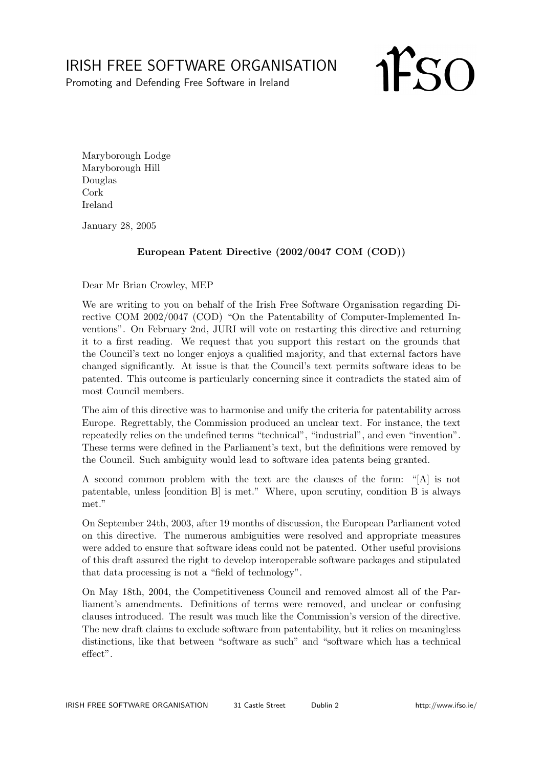# IRISH FREE SOFTWARE ORGANISATION

Promoting and Defending Free Software in Ireland

Maryborough Lodge
Maryborough Hill
Douglas
Cork
Ireland

January 28, 2005

**European Patent Directive (2002/0047 COM (COD))**

Dear Mr Brian Crowley, MEP

We are writing to you on behalf of the Irish Free Software Organisation regarding Directive COM 2002/0047 (COD) "On the Patentability of Computer-Implemented Inventions". On February 2nd, JURI will vote on restarting this directive and returning it to a first reading. We request that you support this restart on the grounds that the Council's text no longer enjoys a qualified majority, and that external factors have changed significantly. At issue is that the Council's text permits software ideas to be patented. This outcome is particularly concerning since it contradicts the stated aim of most Council members.

The aim of this directive was to harmonise and unify the criteria for patentability across Europe. Regrettably, the Commission produced an unclear text. For instance, the text repeatedly relies on the undefined terms "technical", "industrial", and even "invention". These terms were defined in the Parliament's text, but the definitions were removed by the Council. Such ambiguity would lead to software idea patents being granted.

A second common problem with the text are the clauses of the form: "[A] is not patentable, unless [condition B] is met." Where, upon scrutiny, condition B is always met."

On September 24th, 2003, after 19 months of discussion, the European Parliament voted on this directive. The numerous ambiguities were resolved and appropriate measures were added to ensure that software ideas could not be patented. Other useful provisions of this draft assured the right to develop interoperable software packages and stipulated that data processing is not a "field of technology".

On May 18th, 2004, the Competitiveness Council and removed almost all of the Parliament's amendments. Definitions of terms were removed, and unclear or confusing clauses introduced. The result was much like the Commission's version of the directive. The new draft claims to exclude software from patentability, but it relies on meaningless distinctions, like that between "software as such" and "software which has a technical effect".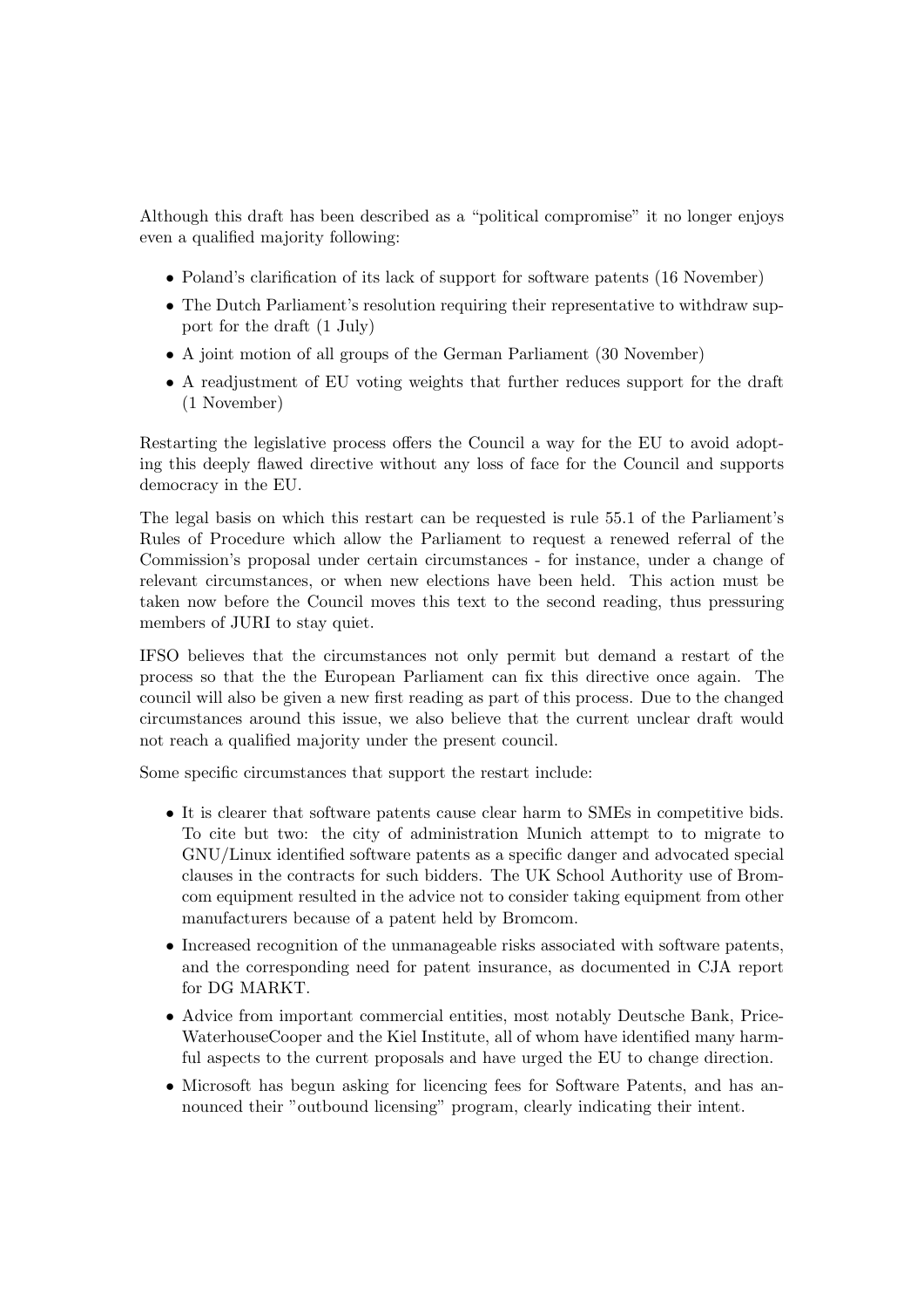Although this draft has been described as a "political compromise" it no longer enjoys even a qualified majority following:

- Poland's clarification of its lack of support for software patents (16 November)
- The Dutch Parliament's resolution requiring their representative to withdraw support for the draft (1 July)
- A joint motion of all groups of the German Parliament (30 November)
- A readjustment of EU voting weights that further reduces support for the draft (1 November)

Restarting the legislative process offers the Council a way for the EU to avoid adopting this deeply flawed directive without any loss of face for the Council and supports democracy in the EU.

The legal basis on which this restart can be requested is rule 55.1 of the Parliament's Rules of Procedure which allow the Parliament to request a renewed referral of the Commission's proposal under certain circumstances - for instance, under a change of relevant circumstances, or when new elections have been held. This action must be taken now before the Council moves this text to the second reading, thus pressuring members of JURI to stay quiet.

IFSO believes that the circumstances not only permit but demand a restart of the process so that the the European Parliament can fix this directive once again. The council will also be given a new first reading as part of this process. Due to the changed circumstances around this issue, we also believe that the current unclear draft would not reach a qualified majority under the present council.

Some specific circumstances that support the restart include:

- It is clearer that software patents cause clear harm to SMEs in competitive bids. To cite but two: the city of administration Munich attempt to to migrate to GNU/Linux identified software patents as a specific danger and advocated special clauses in the contracts for such bidders. The UK School Authority use of Bromcom equipment resulted in the advice not to consider taking equipment from other manufacturers because of a patent held by Bromcom.
- Increased recognition of the unmanageable risks associated with software patents, and the corresponding need for patent insurance, as documented in CJA report for DG MARKT.
- Advice from important commercial entities, most notably Deutsche Bank, PriceWaterhouseCooper and the Kiel Institute, all of whom have identified many harmful aspects to the current proposals and have urged the EU to change direction.
- Microsoft has begun asking for licencing fees for Software Patents, and has announced their "outbound licensing" program, clearly indicating their intent.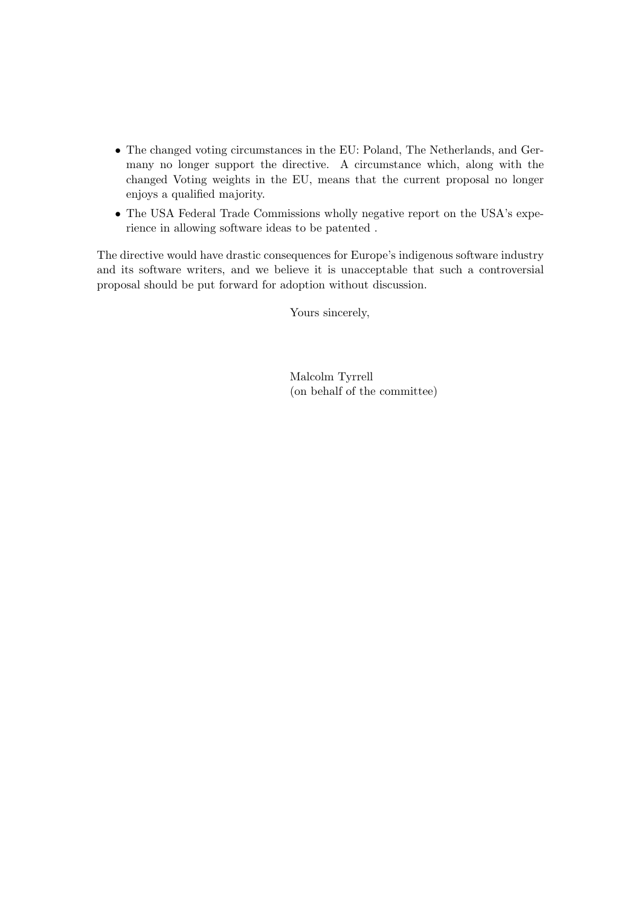- The changed voting circumstances in the EU: Poland, The Netherlands, and Germany no longer support the directive. A circumstance which, along with the changed Voting weights in the EU, means that the current proposal no longer enjoys a qualified majority.
- The USA Federal Trade Commissions wholly negative report on the USA's experience in allowing software ideas to be patented .

The directive would have drastic consequences for Europe's indigenous software industry and its software writers, and we believe it is unacceptable that such a controversial proposal should be put forward for adoption without discussion.

Yours sincerely,

Malcolm Tyrrell
(on behalf of the committee)